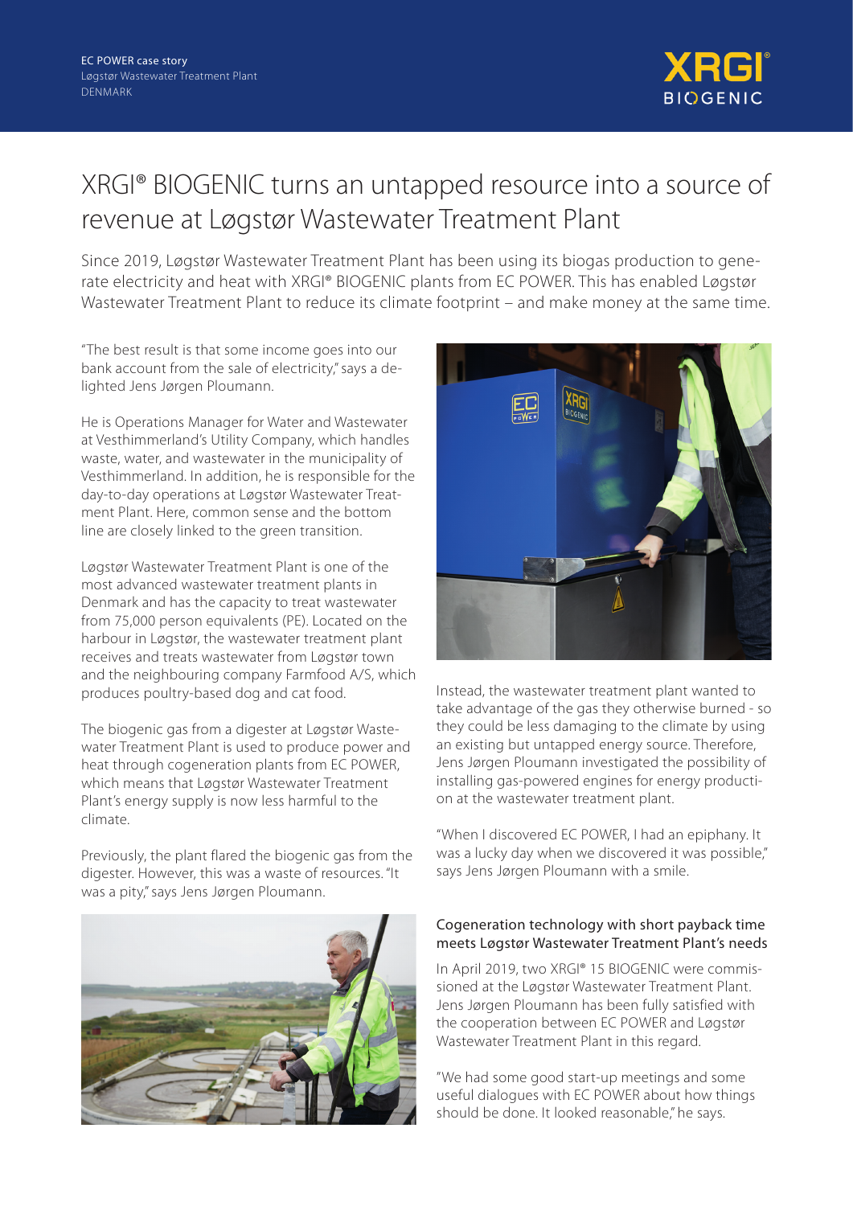EC POWER case story
Løgstør Wastewater Treatment Plant
DENMARK

# XRGI® BIOGENIC turns an untapped resource into a source of revenue at Løgstør Wastewater Treatment Plant

Since 2019, Løgstør Wastewater Treatment Plant has been using its biogas production to generate electricity and heat with XRGI® BIOGENIC plants from EC POWER. This has enabled Løgstør Wastewater Treatment Plant to reduce its climate footprint – and make money at the same time.

"The best result is that some income goes into our bank account from the sale of electricity," says a delighted Jens Jørgen Ploumann.

He is Operations Manager for Water and Wastewater at Vesthimmerland's Utility Company, which handles waste, water, and wastewater in the municipality of Vesthimmerland. In addition, he is responsible for the day-to-day operations at Løgstør Wastewater Treatment Plant. Here, common sense and the bottom line are closely linked to the green transition.

Løgstør Wastewater Treatment Plant is one of the most advanced wastewater treatment plants in Denmark and has the capacity to treat wastewater from 75,000 person equivalents (PE). Located on the harbour in Løgstør, the wastewater treatment plant receives and treats wastewater from Løgstør town and the neighbouring company Farmfood A/S, which produces poultry-based dog and cat food.

The biogenic gas from a digester at Løgstør Wastewater Treatment Plant is used to produce power and heat through cogeneration plants from EC POWER, which means that Løgstør Wastewater Treatment Plant's energy supply is now less harmful to the climate.

Previously, the plant flared the biogenic gas from the digester. However, this was a waste of resources. "It was a pity," says Jens Jørgen Ploumann.

Instead, the wastewater treatment plant wanted to take advantage of the gas they otherwise burned - so they could be less damaging to the climate by using an existing but untapped energy source. Therefore, Jens Jørgen Ploumann investigated the possibility of installing gas-powered engines for energy production at the wastewater treatment plant.

"When I discovered EC POWER, I had an epiphany. It was a lucky day when we discovered it was possible," says Jens Jørgen Ploumann with a smile.

### Cogeneration technology with short payback time meets Løgstør Wastewater Treatment Plant's needs

In April 2019, two XRGI® 15 BIOGENIC were commissioned at the Løgstør Wastewater Treatment Plant. Jens Jørgen Ploumann has been fully satisfied with the cooperation between EC POWER and Løgstør Wastewater Treatment Plant in this regard.

"We had some good start-up meetings and some useful dialogues with EC POWER about how things should be done. It looked reasonable," he says.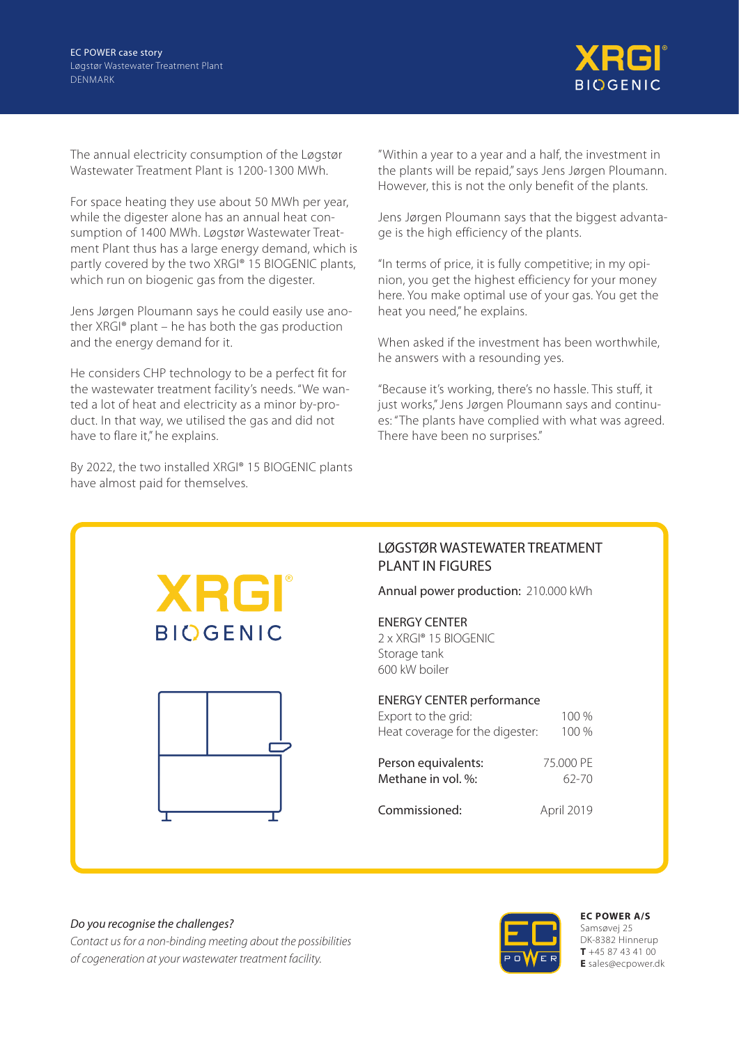The annual electricity consumption of the Løgstør Wastewater Treatment Plant is 1200-1300 MWh.

For space heating they use about 50 MWh per year, while the digester alone has an annual heat consumption of 1400 MWh. Løgstør Wastewater Treatment Plant thus has a large energy demand, which is partly covered by the two XRGI® 15 BIOGENIC plants, which run on biogenic gas from the digester.

Jens Jørgen Ploumann says he could easily use another XRGI® plant – he has both the gas production and the energy demand for it.

He considers CHP technology to be a perfect fit for the wastewater treatment facility's needs. "We wanted a lot of heat and electricity as a minor by-product. In that way, we utilised the gas and did not have to flare it," he explains.

By 2022, the two installed XRGI® 15 BIOGENIC plants have almost paid for themselves.

"Within a year to a year and a half, the investment in the plants will be repaid," says Jens Jørgen Ploumann. However, this is not the only benefit of the plants.

Jens Jørgen Ploumann says that the biggest advantage is the high efficiency of the plants.

"In terms of price, it is fully competitive; in my opinion, you get the highest efficiency for your money here. You make optimal use of your gas. You get the heat you need," he explains.

When asked if the investment has been worthwhile, he answers with a resounding yes.

"Because it's working, there's no hassle. This stuff, it just works," Jens Jørgen Ploumann says and continues: "The plants have complied with what was agreed. There have been no surprises."

XRGI® BIOGENIC

## LØGSTØR WASTEWATER TREATMENT PLANT IN FIGURES

Annual power production: 210.000 kWh

**ENERGY CENTER**
2 x XRGI® 15 BIOGENIC
Storage tank
600 kW boiler

**ENERGY CENTER performance**

| | |
|---|---|
| Export to the grid: | 100 % |
| Heat coverage for the digester: | 100 % |
| Person equivalents: | 75.000 PE |
| Methane in vol. %: | 62-70 |
| Commissioned: | April 2019 |

*Do you recognise the challenges?*
*Contact us for a non-binding meeting about the possibilities of cogeneration at your wastewater treatment facility.*

**EC POWER A/S**
Samsøvej 25
DK-8382 Hinnerup
**T** +45 87 43 41 00
**E** sales@ecpower.dk